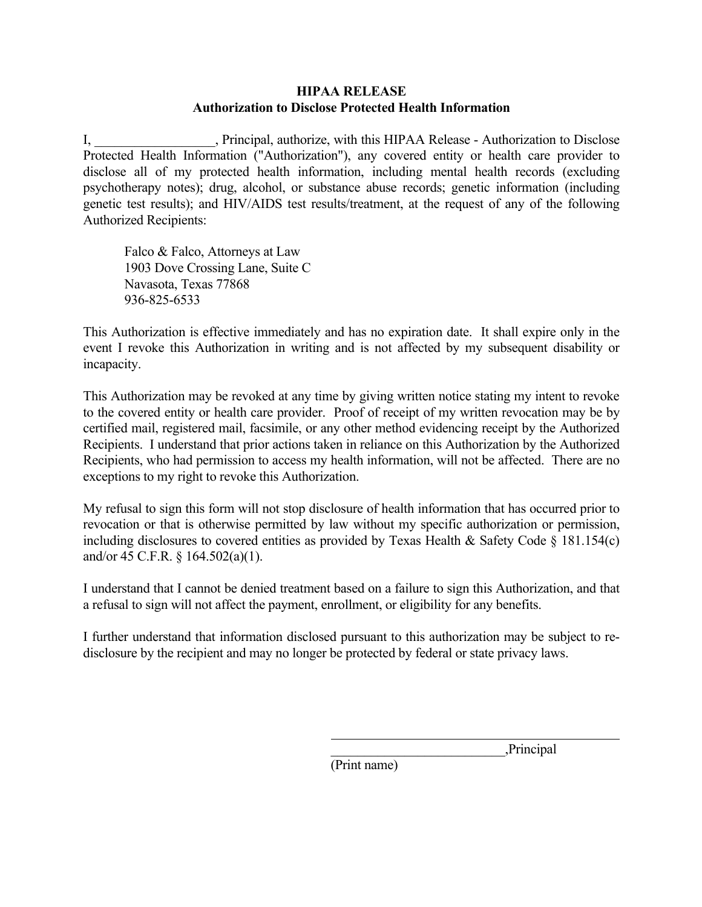**HIPAA RELEASE**
**Authorization to Disclose Protected Health Information**

I, __________________, Principal, authorize, with this HIPAA Release - Authorization to Disclose Protected Health Information ("Authorization"), any covered entity or health care provider to disclose all of my protected health information, including mental health records (excluding psychotherapy notes); drug, alcohol, or substance abuse records; genetic information (including genetic test results); and HIV/AIDS test results/treatment, at the request of any of the following Authorized Recipients:

> Falco & Falco, Attorneys at Law
> 1903 Dove Crossing Lane, Suite C
> Navasota, Texas 77868
> 936-825-6533

This Authorization is effective immediately and has no expiration date. It shall expire only in the event I revoke this Authorization in writing and is not affected by my subsequent disability or incapacity.

This Authorization may be revoked at any time by giving written notice stating my intent to revoke to the covered entity or health care provider. Proof of receipt of my written revocation may be by certified mail, registered mail, facsimile, or any other method evidencing receipt by the Authorized Recipients. I understand that prior actions taken in reliance on this Authorization by the Authorized Recipients, who had permission to access my health information, will not be affected. There are no exceptions to my right to revoke this Authorization.

My refusal to sign this form will not stop disclosure of health information that has occurred prior to revocation or that is otherwise permitted by law without my specific authorization or permission, including disclosures to covered entities as provided by Texas Health & Safety Code § 181.154(c) and/or 45 C.F.R. § 164.502(a)(1).

I understand that I cannot be denied treatment based on a failure to sign this Authorization, and that a refusal to sign will not affect the payment, enrollment, or eligibility for any benefits.

I further understand that information disclosed pursuant to this authorization may be subject to re-disclosure by the recipient and may no longer be protected by federal or state privacy laws.

______________________________

__________________________,Principal
(Print name)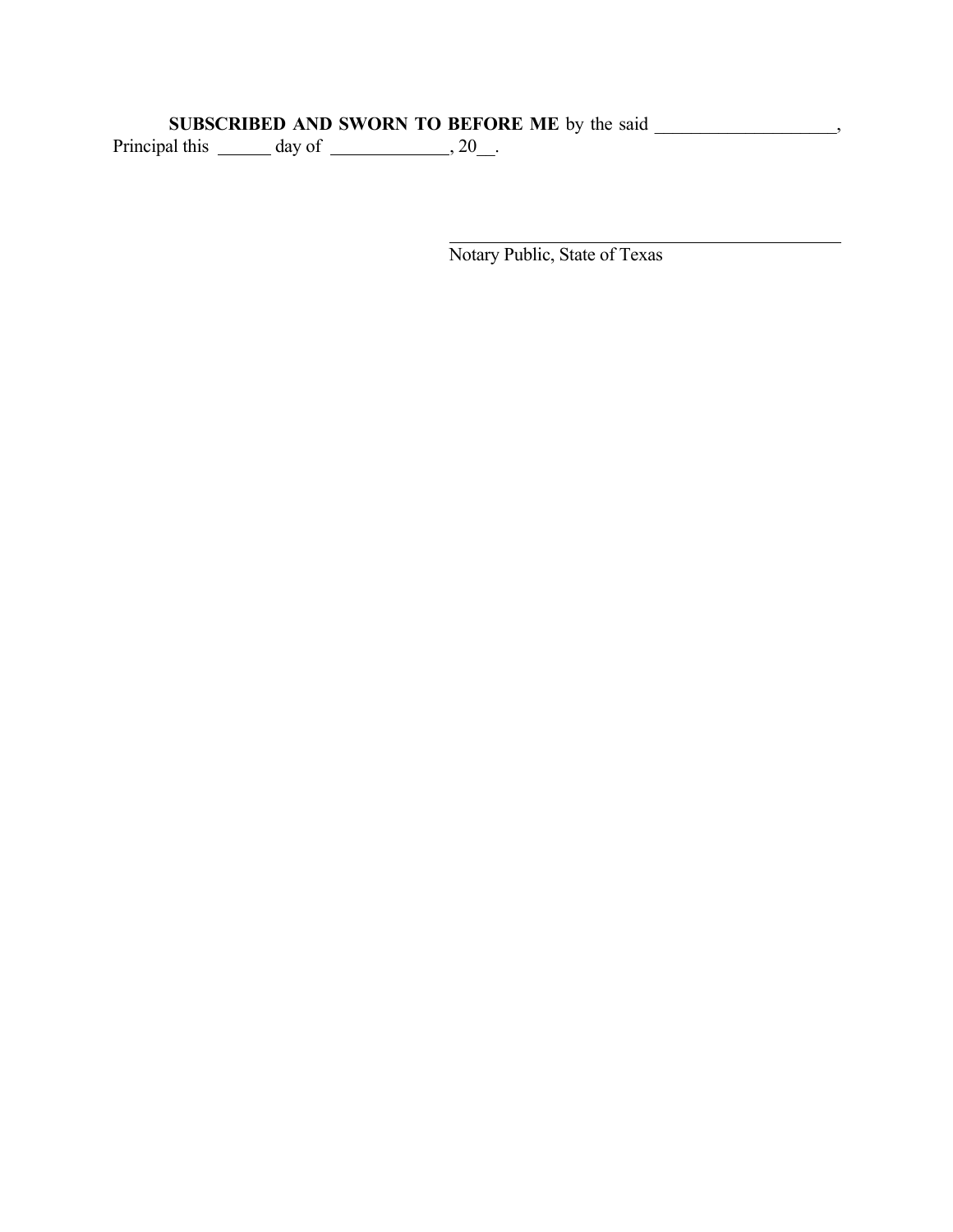**SUBSCRIBED AND SWORN TO BEFORE ME** by the said ____________________, Principal this ______ day of _____________, 20__.

_____________________________________________
Notary Public, State of Texas